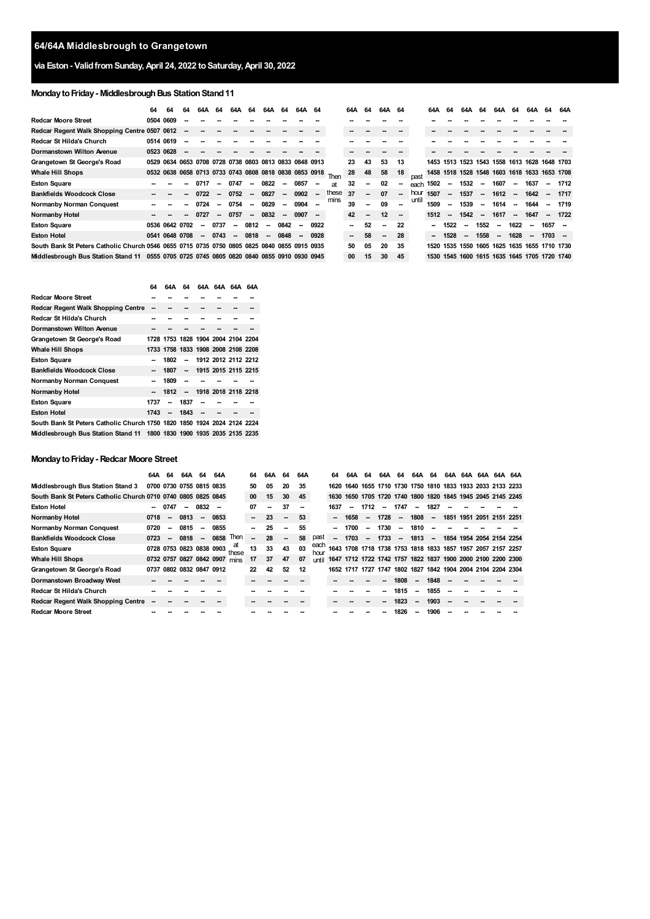# 64/64A Middlesbrough to Grangetown

## via Eston - Valid from Sunday, April 24, 2022 to Saturday, April 30, 2022

### Monday to Friday - Middlesbrough Bus Station Stand 11

| | 64 | 64 | 64 | 64A | 64 | 64A | 64 | 64A | 64 | 64A | 64 | | 64A | 64 | 64A | 64 | | 64A | 64 | 64A | 64 | 64A | 64 | 64A | 64 | 64A |
|---|---|---|---|---|---|---|---|---|---|---|---|---|---|---|---|---|---|---|---|---|---|---|---|---|---|---|
| Redcar Moore Street | 0504 | 0609 | -- | -- | -- | -- | -- | -- | -- | -- | -- | | -- | -- | -- | -- | | -- | -- | -- | -- | -- | -- | -- | -- | -- |
| Redcar Regent Walk Shopping Centre | 0507 | 0612 | -- | -- | -- | -- | -- | -- | -- | -- | -- | | -- | -- | -- | -- | | -- | -- | -- | -- | -- | -- | -- | -- | -- |
| Redcar St Hilda's Church | 0514 | 0619 | -- | -- | -- | -- | -- | -- | -- | -- | -- | | -- | -- | -- | -- | | -- | -- | -- | -- | -- | -- | -- | -- | -- |
| Dormanstown Wilton Avenue | 0523 | 0628 | -- | -- | -- | -- | -- | -- | -- | -- | -- | | -- | -- | -- | -- | | -- | -- | -- | -- | -- | -- | -- | -- | -- |
| Grangetown St George's Road | 0529 | 0634 | 0653 | 0708 | 0728 | 0738 | 0803 | 0813 | 0833 | 0848 | 0913 | | 23 | 43 | 53 | 13 | | 1453 | 1513 | 1523 | 1543 | 1558 | 1613 | 1628 | 1648 | 1703 |
| Whale Hill Shops | 0532 | 0638 | 0658 | 0713 | 0733 | 0743 | 0808 | 0818 | 0838 | 0853 | 0918 | Then | 28 | 48 | 58 | 18 | past | 1458 | 1518 | 1528 | 1548 | 1603 | 1618 | 1633 | 1653 | 1708 |
| Eston Square | -- | -- | -- | 0717 | -- | 0747 | -- | 0822 | -- | 0857 | -- | at | 32 | -- | 02 | -- | each | 1502 | -- | 1532 | -- | 1607 | -- | 1637 | -- | 1712 |
| Bankfields Woodcock Close | -- | -- | -- | 0722 | -- | 0752 | -- | 0827 | -- | 0902 | -- | these | 37 | -- | 07 | -- | hour | 1507 | -- | 1537 | -- | 1612 | -- | 1642 | -- | 1717 |
| Normanby Norman Conquest | -- | -- | -- | 0724 | -- | 0754 | -- | 0829 | -- | 0904 | -- | mins | 39 | -- | 09 | -- | until | 1509 | -- | 1539 | -- | 1614 | -- | 1644 | -- | 1719 |
| Normanby Hotel | -- | -- | -- | 0727 | -- | 0757 | -- | 0832 | -- | 0907 | -- | | 42 | -- | 12 | -- | | 1512 | -- | 1542 | -- | 1617 | -- | 1647 | -- | 1722 |
| Eston Square | 0536 | 0642 | 0702 | -- | 0737 | -- | 0812 | -- | 0842 | -- | 0922 | | -- | 52 | -- | 22 | | -- | 1522 | -- | 1552 | -- | 1622 | -- | 1657 | -- |
| Eston Hotel | 0541 | 0648 | 0708 | -- | 0743 | -- | 0818 | -- | 0848 | -- | 0928 | | -- | 58 | -- | 28 | | -- | 1528 | -- | 1558 | -- | 1628 | -- | 1703 | -- |
| South Bank St Peters Catholic Church | 0546 | 0655 | 0715 | 0735 | 0750 | 0805 | 0825 | 0840 | 0855 | 0915 | 0935 | | 50 | 05 | 20 | 35 | | 1520 | 1535 | 1550 | 1605 | 1625 | 1635 | 1655 | 1710 | 1730 |
| Middlesbrough Bus Station Stand 11 | 0555 | 0705 | 0725 | 0745 | 0805 | 0820 | 0840 | 0855 | 0910 | 0930 | 0945 | | 00 | 15 | 30 | 45 | | 1530 | 1545 | 1600 | 1615 | 1635 | 1645 | 1705 | 1720 | 1740 |

| | 64 | 64A | 64 | 64A | 64A | 64A | 64A |
|---|---|---|---|---|---|---|---|
| Redcar Moore Street | -- | -- | -- | -- | -- | -- | -- |
| Redcar Regent Walk Shopping Centre | -- | -- | -- | -- | -- | -- | -- |
| Redcar St Hilda's Church | -- | -- | -- | -- | -- | -- | -- |
| Dormanstown Wilton Avenue | -- | -- | -- | -- | -- | -- | -- |
| Grangetown St George's Road | 1728 | 1753 | 1828 | 1904 | 2004 | 2104 | 2204 |
| Whale Hill Shops | 1733 | 1758 | 1833 | 1908 | 2008 | 2108 | 2208 |
| Eston Square | -- | 1802 | -- | 1912 | 2012 | 2112 | 2212 |
| Bankfields Woodcock Close | -- | 1807 | -- | 1915 | 2015 | 2115 | 2215 |
| Normanby Norman Conquest | -- | 1809 | -- | -- | -- | -- | -- |
| Normanby Hotel | -- | 1812 | -- | 1918 | 2018 | 2118 | 2218 |
| Eston Square | 1737 | -- | 1837 | -- | -- | -- | -- |
| Eston Hotel | 1743 | -- | 1843 | -- | -- | -- | -- |
| South Bank St Peters Catholic Church | 1750 | 1820 | 1850 | 1924 | 2024 | 2124 | 2224 |
| Middlesbrough Bus Station Stand 11 | 1800 | 1830 | 1900 | 1935 | 2035 | 2135 | 2235 |

### Monday to Friday - Redcar Moore Street

| | 64A | 64 | 64A | 64 | 64A | | 64 | 64A | 64 | 64A | | 64 | 64A | 64 | 64A | 64 | 64A | 64 | 64A | 64A | 64A | 64A | 64A |
|---|---|---|---|---|---|---|---|---|---|---|---|---|---|---|---|---|---|---|---|---|---|---|---|
| Middlesbrough Bus Station Stand 3 | 0700 | 0730 | 0755 | 0815 | 0835 | | 50 | 05 | 20 | 35 | | 1620 | 1640 | 1655 | 1710 | 1730 | 1750 | 1810 | 1833 | 1933 | 2033 | 2133 | 2233 |
| South Bank St Peters Catholic Church | 0710 | 0740 | 0805 | 0825 | 0845 | | 00 | 15 | 30 | 45 | | 1630 | 1650 | 1705 | 1720 | 1740 | 1800 | 1820 | 1845 | 1945 | 2045 | 2145 | 2245 |
| Eston Hotel | -- | 0747 | -- | 0832 | -- | | 07 | -- | 37 | -- | | 1637 | -- | 1712 | -- | 1747 | -- | 1827 | -- | -- | -- | -- | -- |
| Normanby Hotel | 0718 | -- | 0813 | -- | 0853 | | -- | 23 | -- | 53 | | -- | 1658 | -- | 1728 | -- | 1808 | -- | 1851 | 1951 | 2051 | 2151 | 2251 |
| Normanby Norman Conquest | 0720 | -- | 0815 | -- | 0855 | | -- | 25 | -- | 55 | | -- | 1700 | -- | 1730 | -- | 1810 | -- | -- | -- | -- | -- | -- |
| Bankfields Woodcock Close | 0723 | -- | 0818 | -- | 0858 | Then | -- | 28 | -- | 58 | past | -- | 1703 | -- | 1733 | -- | 1813 | -- | 1854 | 1954 | 2054 | 2154 | 2254 |
| Eston Square | 0728 | 0753 | 0823 | 0838 | 0903 | at these | 13 | 33 | 43 | 03 | each hour | 1643 | 1708 | 1718 | 1738 | 1753 | 1818 | 1833 | 1857 | 1957 | 2057 | 2157 | 2257 |
| Whale Hill Shops | 0732 | 0757 | 0827 | 0842 | 0907 | mins | 17 | 37 | 47 | 07 | until | 1647 | 1712 | 1722 | 1742 | 1757 | 1822 | 1837 | 1900 | 2000 | 2100 | 2200 | 2300 |
| Grangetown St George's Road | 0737 | 0802 | 0832 | 0847 | 0912 | | 22 | 42 | 52 | 12 | | 1652 | 1717 | 1727 | 1747 | 1802 | 1827 | 1842 | 1904 | 2004 | 2104 | 2204 | 2304 |
| Dormanstown Broadway West | -- | -- | -- | -- | -- | | -- | -- | -- | -- | | -- | -- | -- | -- | 1808 | -- | 1848 | -- | -- | -- | -- | -- |
| Redcar St Hilda's Church | -- | -- | -- | -- | -- | | -- | -- | -- | -- | | -- | -- | -- | -- | 1815 | -- | 1855 | -- | -- | -- | -- | -- |
| Redcar Regent Walk Shopping Centre | -- | -- | -- | -- | -- | | -- | -- | -- | -- | | -- | -- | -- | -- | 1823 | -- | 1903 | -- | -- | -- | -- | -- |
| Redcar Moore Street | -- | -- | -- | -- | -- | | -- | -- | -- | -- | | -- | -- | -- | -- | 1826 | -- | 1906 | -- | -- | -- | -- | -- |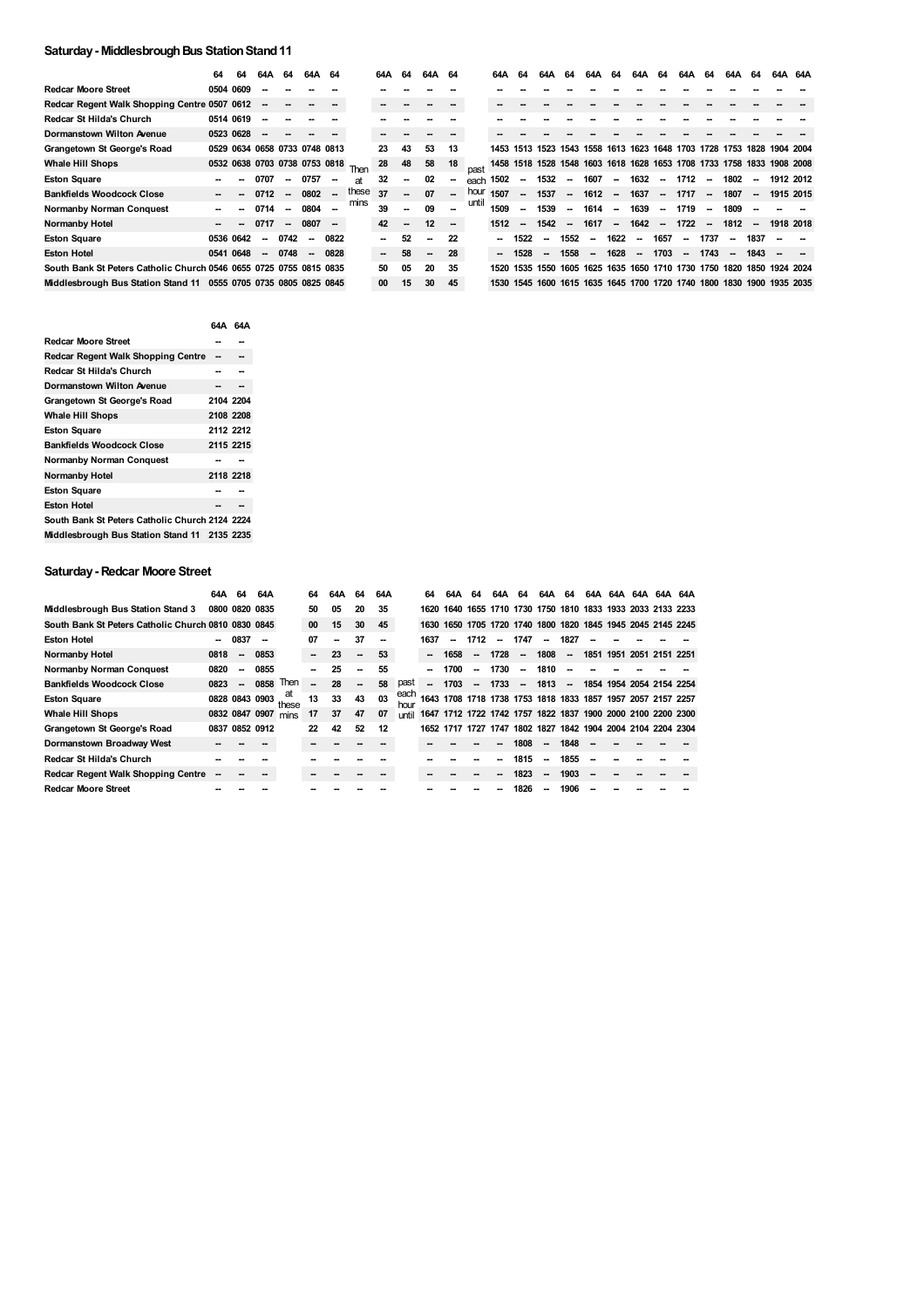## Saturday - Middlesbrough Bus Station Stand 11

| | 64 | 64 | 64A | 64 | 64A | 64 | | 64A | 64 | 64A | 64 | | 64A | 64 | 64A | 64 | 64A | 64 | 64A | 64 | 64A | 64 | 64A | 64 | 64A | 64A | 64A | 64A |
|---|---|---|---|---|---|---|---|---|---|---|---|---|---|---|---|---|---|---|---|---|---|---|---|---|---|---|---|---|
| **Redcar Moore Street** | 0504 | 0609 | -- | -- | -- | -- | | -- | -- | -- | -- | | -- | -- | -- | -- | -- | -- | -- | -- | -- | -- | -- | -- | -- | -- | -- | -- |
| **Redcar Regent Walk Shopping Centre** | 0507 | 0612 | -- | -- | -- | -- | | -- | -- | -- | -- | | -- | -- | -- | -- | -- | -- | -- | -- | -- | -- | -- | -- | -- | -- | -- | -- |
| **Redcar St Hilda's Church** | 0514 | 0619 | -- | -- | -- | -- | | -- | -- | -- | -- | | -- | -- | -- | -- | -- | -- | -- | -- | -- | -- | -- | -- | -- | -- | -- | -- |
| **Dormanstown Wilton Avenue** | 0523 | 0628 | -- | -- | -- | -- | | -- | -- | -- | -- | | -- | -- | -- | -- | -- | -- | -- | -- | -- | -- | -- | -- | -- | -- | -- | -- |
| **Grangetown St George's Road** | 0529 | 0634 | 0658 | 0733 | 0748 | 0813 | | 23 | 43 | 53 | 13 | | 1453 | 1513 | 1523 | 1543 | 1558 | 1613 | 1623 | 1648 | 1703 | 1728 | 1753 | 1828 | 1904 | 2004 | 2104 | 2204 |
| **Whale Hill Shops** | 0532 | 0638 | 0703 | 0738 | 0753 | 0818 | Then | 28 | 48 | 58 | 18 | past | 1458 | 1518 | 1528 | 1548 | 1603 | 1618 | 1628 | 1653 | 1708 | 1733 | 1758 | 1833 | 1908 | 2008 | 2108 | 2208 |
| **Eston Square** | -- | -- | 0707 | -- | 0757 | -- | at | 32 | -- | 02 | -- | each | 1502 | -- | 1532 | -- | 1607 | -- | 1632 | -- | 1712 | -- | 1802 | -- | 1912 | 2012 | 2112 | 2212 |
| **Bankfields Woodcock Close** | -- | -- | 0712 | -- | 0802 | -- | these | 37 | -- | 07 | -- | hour | 1507 | -- | 1537 | -- | 1612 | -- | 1637 | -- | 1717 | -- | 1807 | -- | 1915 | 2015 | 2115 | 2215 |
| **Normanby Norman Conquest** | -- | -- | 0714 | -- | 0804 | -- | mins | 39 | -- | 09 | -- | until | 1509 | -- | 1539 | -- | 1614 | -- | 1639 | -- | 1719 | -- | 1809 | -- | -- | -- | -- | -- |
| **Normanby Hotel** | -- | -- | 0717 | -- | 0807 | -- | | 42 | -- | 12 | -- | | 1512 | -- | 1542 | -- | 1617 | -- | 1642 | -- | 1722 | -- | 1812 | -- | 1918 | 2018 | 2118 | 2218 |
| **Eston Square** | 0536 | 0642 | -- | 0742 | -- | 0822 | | -- | 52 | -- | 22 | | -- | 1522 | -- | 1552 | -- | 1622 | -- | 1657 | -- | 1737 | -- | 1837 | -- | -- | -- | -- |
| **Eston Hotel** | 0541 | 0648 | -- | 0748 | -- | 0828 | | -- | 58 | -- | 28 | | -- | 1528 | -- | 1558 | -- | 1628 | -- | 1703 | -- | 1743 | -- | 1843 | -- | -- | -- | -- |
| **South Bank St Peters Catholic Church** | 0546 | 0655 | 0725 | 0755 | 0815 | 0835 | | 50 | 05 | 20 | 35 | | 1520 | 1535 | 1550 | 1605 | 1625 | 1635 | 1650 | 1710 | 1730 | 1750 | 1820 | 1850 | 1924 | 2024 | 2124 | 2224 |
| **Middlesbrough Bus Station Stand 11** | 0555 | 0705 | 0735 | 0805 | 0825 | 0845 | | 00 | 15 | 30 | 45 | | 1530 | 1545 | 1600 | 1615 | 1635 | 1645 | 1700 | 1720 | 1740 | 1800 | 1830 | 1900 | 1935 | 2035 | 2135 | 2235 |

## Saturday - Redcar Moore Street

| | 64A | 64 | 64A | | 64 | 64A | 64 | 64A | | 64 | 64A | 64 | 64A | 64 | 64A | 64 | 64A | 64A | 64A | 64A | 64A |
|---|---|---|---|---|---|---|---|---|---|---|---|---|---|---|---|---|---|---|---|---|---|
| **Middlesbrough Bus Station Stand 3** | 0800 | 0820 | 0835 | | 50 | 05 | 20 | 35 | | 1620 | 1640 | 1655 | 1710 | 1730 | 1750 | 1810 | 1833 | 1933 | 2033 | 2133 | 2233 |
| **South Bank St Peters Catholic Church** | 0810 | 0830 | 0845 | | 00 | 15 | 30 | 45 | | 1630 | 1650 | 1705 | 1720 | 1740 | 1800 | 1820 | 1845 | 1945 | 2045 | 2145 | 2245 |
| **Eston Hotel** | -- | 0837 | -- | | 07 | -- | 37 | -- | | 1637 | -- | 1712 | -- | 1747 | -- | 1827 | -- | -- | -- | -- | -- |
| **Normanby Hotel** | 0818 | -- | 0853 | | -- | 23 | -- | 53 | | -- | 1658 | -- | 1728 | -- | 1808 | -- | 1851 | 1951 | 2051 | 2151 | 2251 |
| **Normanby Norman Conquest** | 0820 | -- | 0855 | | -- | 25 | -- | 55 | | -- | 1700 | -- | 1730 | -- | 1810 | -- | -- | -- | -- | -- | -- |
| **Bankfields Woodcock Close** | 0823 | -- | 0858 | Then | -- | 28 | -- | 58 | past | -- | 1703 | -- | 1733 | -- | 1813 | -- | 1854 | 1954 | 2054 | 2154 | 2254 |
| **Eston Square** | 0828 | 0843 | 0903 | at these | 13 | 33 | 43 | 03 | each hour | 1643 | 1708 | 1718 | 1738 | 1753 | 1818 | 1833 | 1857 | 1957 | 2057 | 2157 | 2257 |
| **Whale Hill Shops** | 0832 | 0847 | 0907 | mins | 17 | 37 | 47 | 07 | until | 1647 | 1712 | 1722 | 1742 | 1757 | 1822 | 1837 | 1900 | 2000 | 2100 | 2200 | 2300 |
| **Grangetown St George's Road** | 0837 | 0852 | 0912 | | 22 | 42 | 52 | 12 | | 1652 | 1717 | 1727 | 1747 | 1802 | 1827 | 1842 | 1904 | 2004 | 2104 | 2204 | 2304 |
| **Dormanstown Broadway West** | -- | -- | -- | | -- | -- | -- | -- | | -- | -- | -- | -- | 1808 | -- | 1848 | -- | -- | -- | -- | -- |
| **Redcar St Hilda's Church** | -- | -- | -- | | -- | -- | -- | -- | | -- | -- | -- | -- | 1815 | -- | 1855 | -- | -- | -- | -- | -- |
| **Redcar Regent Walk Shopping Centre** | -- | -- | -- | | -- | -- | -- | -- | | -- | -- | -- | -- | 1823 | -- | 1903 | -- | -- | -- | -- | -- |
| **Redcar Moore Street** | -- | -- | -- | | -- | -- | -- | -- | | -- | -- | -- | -- | 1826 | -- | 1906 | -- | -- | -- | -- | -- |